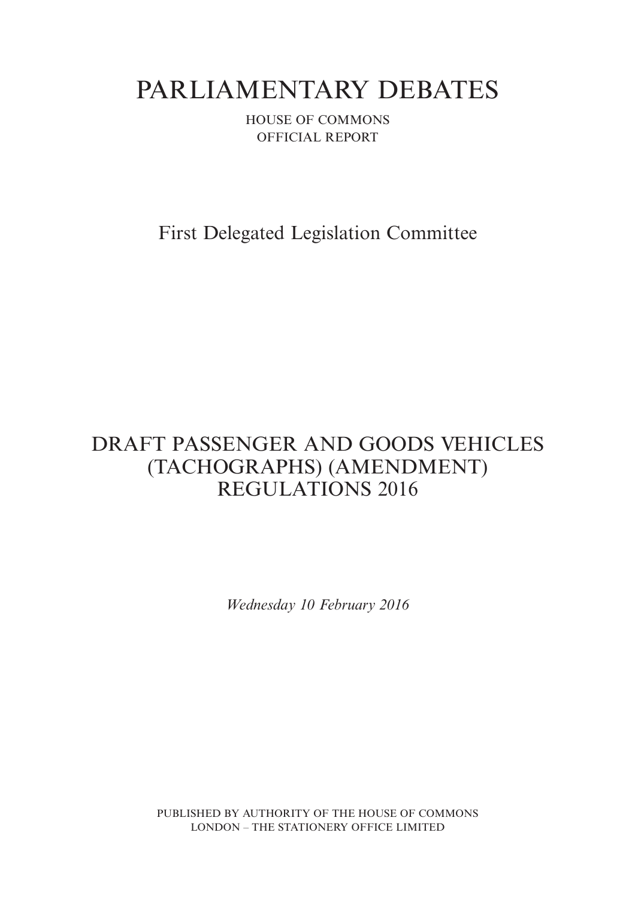# PARLIAMENTARY DEBATES

HOUSE OF COMMONS

OFFICIAL REPORT

## First Delegated Legislation Committee

## DRAFT PASSENGER AND GOODS VEHICLES (TACHOGRAPHS) (AMENDMENT) REGULATIONS 2016

*Wednesday 10 February 2016*

PUBLISHED BY AUTHORITY OF THE HOUSE OF COMMONS

LONDON – THE STATIONERY OFFICE LIMITED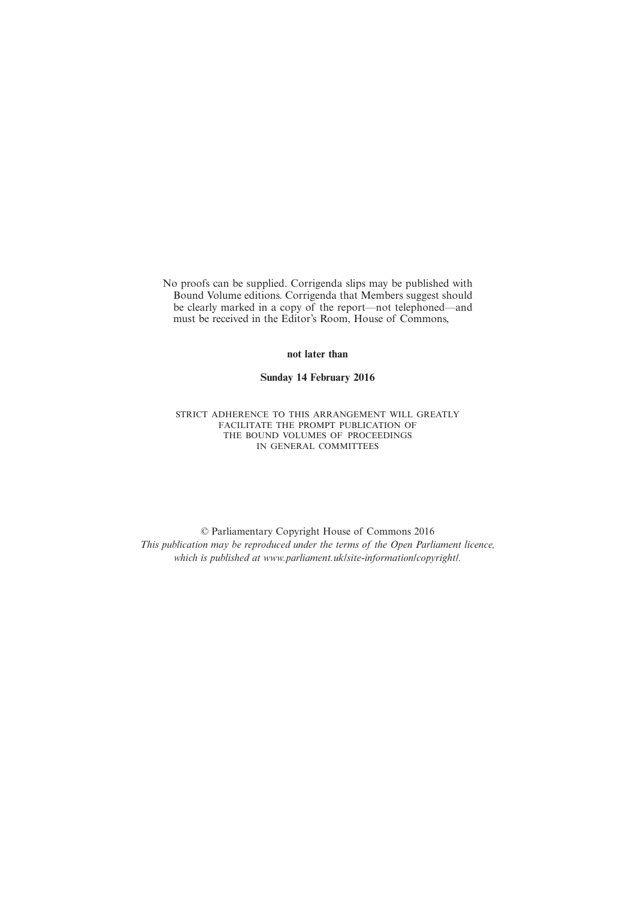No proofs can be supplied. Corrigenda slips may be published with Bound Volume editions. Corrigenda that Members suggest should be clearly marked in a copy of the report—not telephoned—and must be received in the Editor's Room, House of Commons,

**not later than**

**Sunday 14 February 2016**

STRICT ADHERENCE TO THIS ARRANGEMENT WILL GREATLY FACILITATE THE PROMPT PUBLICATION OF THE BOUND VOLUMES OF PROCEEDINGS IN GENERAL COMMITTEES

© Parliamentary Copyright House of Commons 2016

*This publication may be reproduced under the terms of the Open Parliament licence, which is published at www.parliament.uk/site-information/copyright/.*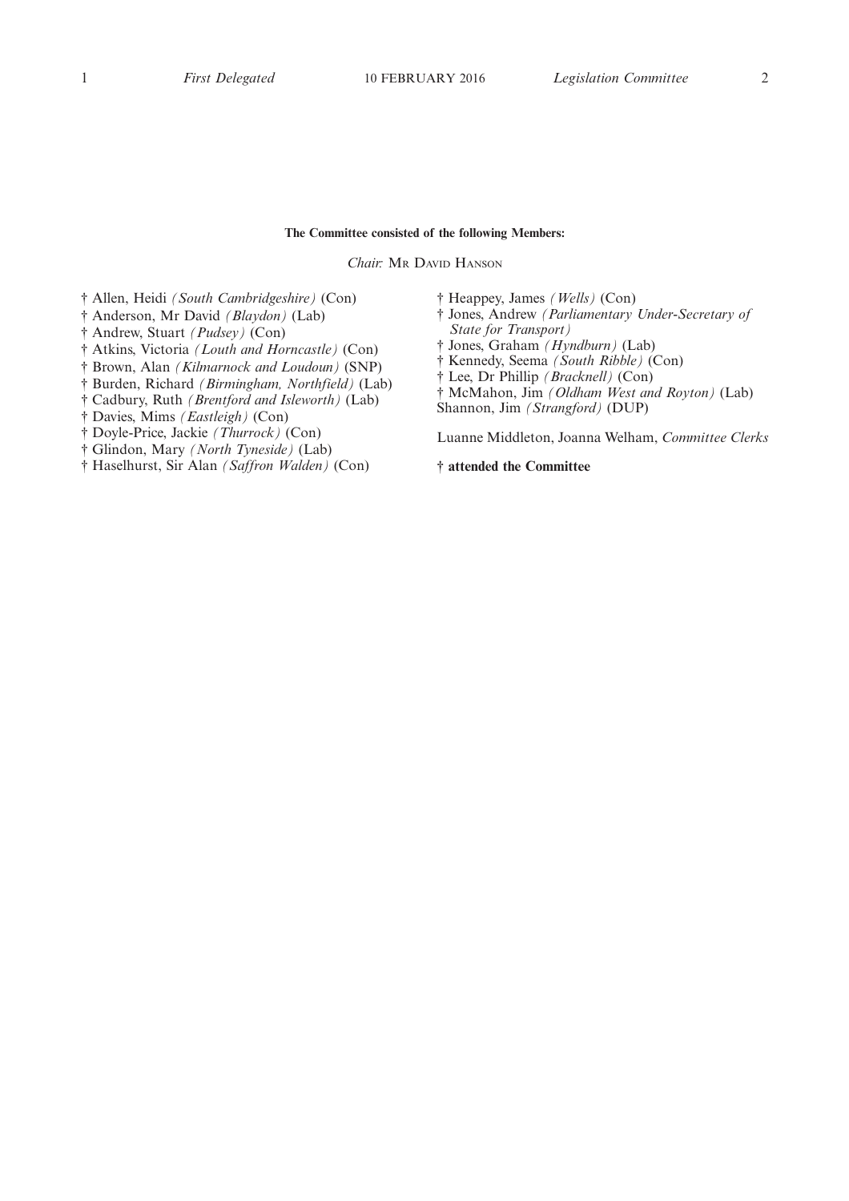**The Committee consisted of the following Members:**

*Chair:* Mr David Hanson

† Allen, Heidi *(South Cambridgeshire)* (Con)
† Anderson, Mr David *(Blaydon)* (Lab)
† Andrew, Stuart *(Pudsey)* (Con)
† Atkins, Victoria *(Louth and Horncastle)* (Con)
† Brown, Alan *(Kilmarnock and Loudoun)* (SNP)
† Burden, Richard *(Birmingham, Northfield)* (Lab)
† Cadbury, Ruth *(Brentford and Isleworth)* (Lab)
† Davies, Mims *(Eastleigh)* (Con)
† Doyle-Price, Jackie *(Thurrock)* (Con)
† Glindon, Mary *(North Tyneside)* (Lab)
† Haselhurst, Sir Alan *(Saffron Walden)* (Con)
† Heappey, James *(Wells)* (Con)
† Jones, Andrew *(Parliamentary Under-Secretary of State for Transport)*
† Jones, Graham *(Hyndburn)* (Lab)
† Kennedy, Seema *(South Ribble)* (Con)
† Lee, Dr Phillip *(Bracknell)* (Con)
† McMahon, Jim *(Oldham West and Royton)* (Lab)
Shannon, Jim *(Strangford)* (DUP)

Luanne Middleton, Joanna Welham, *Committee Clerks*

**† attended the Committee**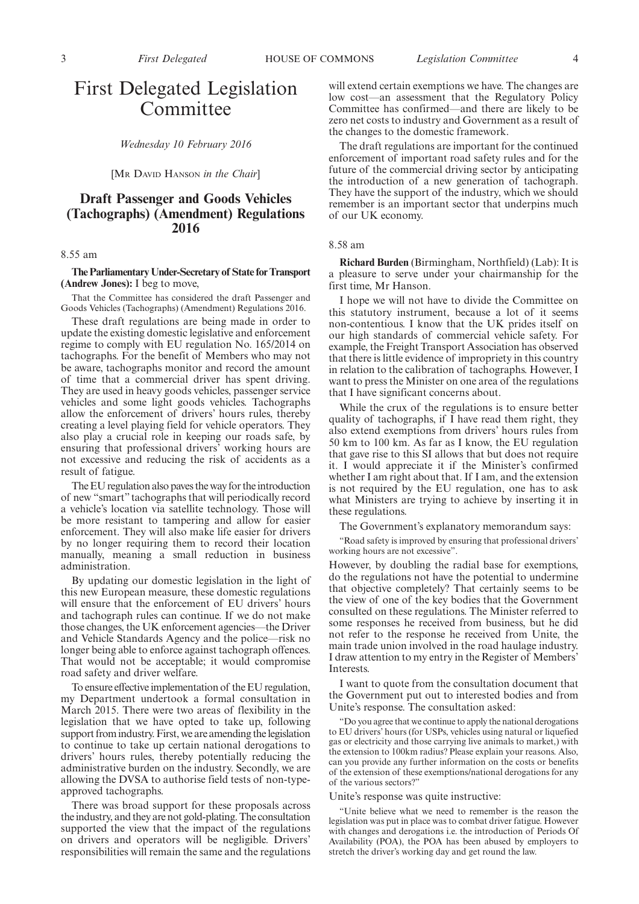# First Delegated Legislation Committee

*Wednesday 10 February 2016*

[MR DAVID HANSON *in the Chair*]

## Draft Passenger and Goods Vehicles (Tachographs) (Amendment) Regulations 2016

8.55 am

**The Parliamentary Under-Secretary of State for Transport (Andrew Jones):** I beg to move,

That the Committee has considered the draft Passenger and Goods Vehicles (Tachographs) (Amendment) Regulations 2016.

These draft regulations are being made in order to update the existing domestic legislative and enforcement regime to comply with EU regulation No. 165/2014 on tachographs. For the benefit of Members who may not be aware, tachographs monitor and record the amount of time that a commercial driver has spent driving. They are used in heavy goods vehicles, passenger service vehicles and some light goods vehicles. Tachographs allow the enforcement of drivers' hours rules, thereby creating a level playing field for vehicle operators. They also play a crucial role in keeping our roads safe, by ensuring that professional drivers' working hours are not excessive and reducing the risk of accidents as a result of fatigue.

The EU regulation also paves the way for the introduction of new "smart" tachographs that will periodically record a vehicle's location via satellite technology. Those will be more resistant to tampering and allow for easier enforcement. They will also make life easier for drivers by no longer requiring them to record their location manually, meaning a small reduction in business administration.

By updating our domestic legislation in the light of this new European measure, these domestic regulations will ensure that the enforcement of EU drivers' hours and tachograph rules can continue. If we do not make those changes, the UK enforcement agencies—the Driver and Vehicle Standards Agency and the police—risk no longer being able to enforce against tachograph offences. That would not be acceptable; it would compromise road safety and driver welfare.

To ensure effective implementation of the EU regulation, my Department undertook a formal consultation in March 2015. There were two areas of flexibility in the legislation that we have opted to take up, following support from industry. First, we are amending the legislation to continue to take up certain national derogations to drivers' hours rules, thereby potentially reducing the administrative burden on the industry. Secondly, we are allowing the DVSA to authorise field tests of non-type-approved tachographs.

There was broad support for these proposals across the industry, and they are not gold-plating. The consultation supported the view that the impact of the regulations on drivers and operators will be negligible. Drivers' responsibilities will remain the same and the regulations will extend certain exemptions we have. The changes are low cost—an assessment that the Regulatory Policy Committee has confirmed—and there are likely to be zero net costs to industry and Government as a result of the changes to the domestic framework.

The draft regulations are important for the continued enforcement of important road safety rules and for the future of the commercial driving sector by anticipating the introduction of a new generation of tachograph. They have the support of the industry, which we should remember is an important sector that underpins much of our UK economy.

8.58 am

**Richard Burden** (Birmingham, Northfield) (Lab): It is a pleasure to serve under your chairmanship for the first time, Mr Hanson.

I hope we will not have to divide the Committee on this statutory instrument, because a lot of it seems non-contentious. I know that the UK prides itself on our high standards of commercial vehicle safety. For example, the Freight Transport Association has observed that there is little evidence of impropriety in this country in relation to the calibration of tachographs. However, I want to press the Minister on one area of the regulations that I have significant concerns about.

While the crux of the regulations is to ensure better quality of tachographs, if I have read them right, they also extend exemptions from drivers' hours rules from 50 km to 100 km. As far as I know, the EU regulation that gave rise to this SI allows that but does not require it. I would appreciate it if the Minister's confirmed whether I am right about that. If I am, and the extension is not required by the EU regulation, one has to ask what Ministers are trying to achieve by inserting it in these regulations.

The Government's explanatory memorandum says:

"Road safety is improved by ensuring that professional drivers' working hours are not excessive".

However, by doubling the radial base for exemptions, do the regulations not have the potential to undermine that objective completely? That certainly seems to be the view of one of the key bodies that the Government consulted on these regulations. The Minister referred to some responses he received from business, but he did not refer to the response he received from Unite, the main trade union involved in the road haulage industry. I draw attention to my entry in the Register of Members' Interests.

I want to quote from the consultation document that the Government put out to interested bodies and from Unite's response. The consultation asked:

"Do you agree that we continue to apply the national derogations to EU drivers' hours (for USPs, vehicles using natural or liquefied gas or electricity and those carrying live animals to market,) with the extension to 100km radius? Please explain your reasons. Also, can you provide any further information on the costs or benefits of the extension of these exemptions/national derogations for any of the various sectors?"

Unite's response was quite instructive:

"Unite believe what we need to remember is the reason the legislation was put in place was to combat driver fatigue. However with changes and derogations i.e. the introduction of Periods Of Availability (POA), the POA has been abused by employers to stretch the driver's working day and get round the law.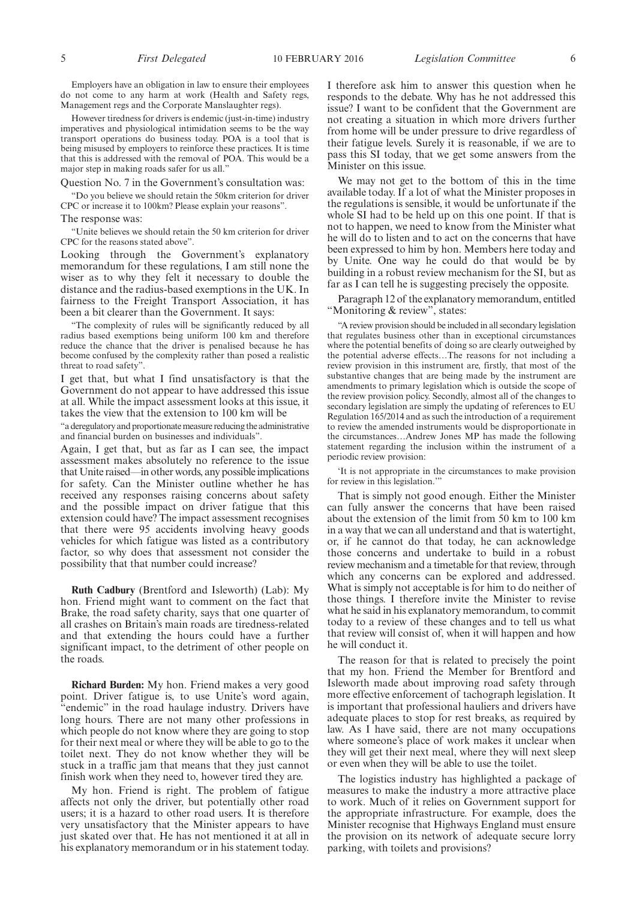Employers have an obligation in law to ensure their employees do not come to any harm at work (Health and Safety regs, Management regs and the Corporate Manslaughter regs).

However tiredness for drivers is endemic (just-in-time) industry imperatives and physiological intimidation seems to be the way transport operations do business today. POA is a tool that is being misused by employers to reinforce these practices. It is time that this is addressed with the removal of POA. This would be a major step in making roads safer for us all."

Question No. 7 in the Government's consultation was:

"Do you believe we should retain the 50km criterion for driver CPC or increase it to 100km? Please explain your reasons".

The response was:

"Unite believes we should retain the 50 km criterion for driver CPC for the reasons stated above".

Looking through the Government's explanatory memorandum for these regulations, I am still none the wiser as to why they felt it necessary to double the distance and the radius-based exemptions in the UK. In fairness to the Freight Transport Association, it has been a bit clearer than the Government. It says:

"The complexity of rules will be significantly reduced by all radius based exemptions being uniform 100 km and therefore reduce the chance that the driver is penalised because he has become confused by the complexity rather than posed a realistic threat to road safety".

I get that, but what I find unsatisfactory is that the Government do not appear to have addressed this issue at all. While the impact assessment looks at this issue, it takes the view that the extension to 100 km will be

"a deregulatory and proportionate measure reducing the administrative and financial burden on businesses and individuals".

Again, I get that, but as far as I can see, the impact assessment makes absolutely no reference to the issue that Unite raised—in other words, any possible implications for safety. Can the Minister outline whether he has received any responses raising concerns about safety and the possible impact on driver fatigue that this extension could have? The impact assessment recognises that there were 95 accidents involving heavy goods vehicles for which fatigue was listed as a contributory factor, so why does that assessment not consider the possibility that that number could increase?

**Ruth Cadbury** (Brentford and Isleworth) (Lab): My hon. Friend might want to comment on the fact that Brake, the road safety charity, says that one quarter of all crashes on Britain's main roads are tiredness-related and that extending the hours could have a further significant impact, to the detriment of other people on the roads.

**Richard Burden:** My hon. Friend makes a very good point. Driver fatigue is, to use Unite's word again, "endemic" in the road haulage industry. Drivers have long hours. There are not many other professions in which people do not know where they are going to stop for their next meal or where they will be able to go to the toilet next. They do not know whether they will be stuck in a traffic jam that means that they just cannot finish work when they need to, however tired they are.

My hon. Friend is right. The problem of fatigue affects not only the driver, but potentially other road users; it is a hazard to other road users. It is therefore very unsatisfactory that the Minister appears to have just skated over that. He has not mentioned it at all in his explanatory memorandum or in his statement today. I therefore ask him to answer this question when he responds to the debate. Why has he not addressed this issue? I want to be confident that the Government are not creating a situation in which more drivers further from home will be under pressure to drive regardless of their fatigue levels. Surely it is reasonable, if we are to pass this SI today, that we get some answers from the Minister on this issue.

We may not get to the bottom of this in the time available today. If a lot of what the Minister proposes in the regulations is sensible, it would be unfortunate if the whole SI had to be held up on this one point. If that is not to happen, we need to know from the Minister what he will do to listen and to act on the concerns that have been expressed to him by hon. Members here today and by Unite. One way he could do that would be by building in a robust review mechanism for the SI, but as far as I can tell he is suggesting precisely the opposite.

Paragraph 12 of the explanatory memorandum, entitled "Monitoring & review", states:

"A review provision should be included in all secondary legislation that regulates business other than in exceptional circumstances where the potential benefits of doing so are clearly outweighed by the potential adverse effects…The reasons for not including a review provision in this instrument are, firstly, that most of the substantive changes that are being made by the instrument are amendments to primary legislation which is outside the scope of the review provision policy. Secondly, almost all of the changes to secondary legislation are simply the updating of references to EU Regulation 165/2014 and as such the introduction of a requirement to review the amended instruments would be disproportionate in the circumstances…Andrew Jones MP has made the following statement regarding the inclusion within the instrument of a periodic review provision:

'It is not appropriate in the circumstances to make provision for review in this legislation.'"

That is simply not good enough. Either the Minister can fully answer the concerns that have been raised about the extension of the limit from 50 km to 100 km in a way that we can all understand and that is watertight, or, if he cannot do that today, he can acknowledge those concerns and undertake to build in a robust review mechanism and a timetable for that review, through which any concerns can be explored and addressed. What is simply not acceptable is for him to do neither of those things. I therefore invite the Minister to revise what he said in his explanatory memorandum, to commit today to a review of these changes and to tell us what that review will consist of, when it will happen and how he will conduct it.

The reason for that is related to precisely the point that my hon. Friend the Member for Brentford and Isleworth made about improving road safety through more effective enforcement of tachograph legislation. It is important that professional hauliers and drivers have adequate places to stop for rest breaks, as required by law. As I have said, there are not many occupations where someone's place of work makes it unclear when they will get their next meal, where they will next sleep or even when they will be able to use the toilet.

The logistics industry has highlighted a package of measures to make the industry a more attractive place to work. Much of it relies on Government support for the appropriate infrastructure. For example, does the Minister recognise that Highways England must ensure the provision on its network of adequate secure lorry parking, with toilets and provisions?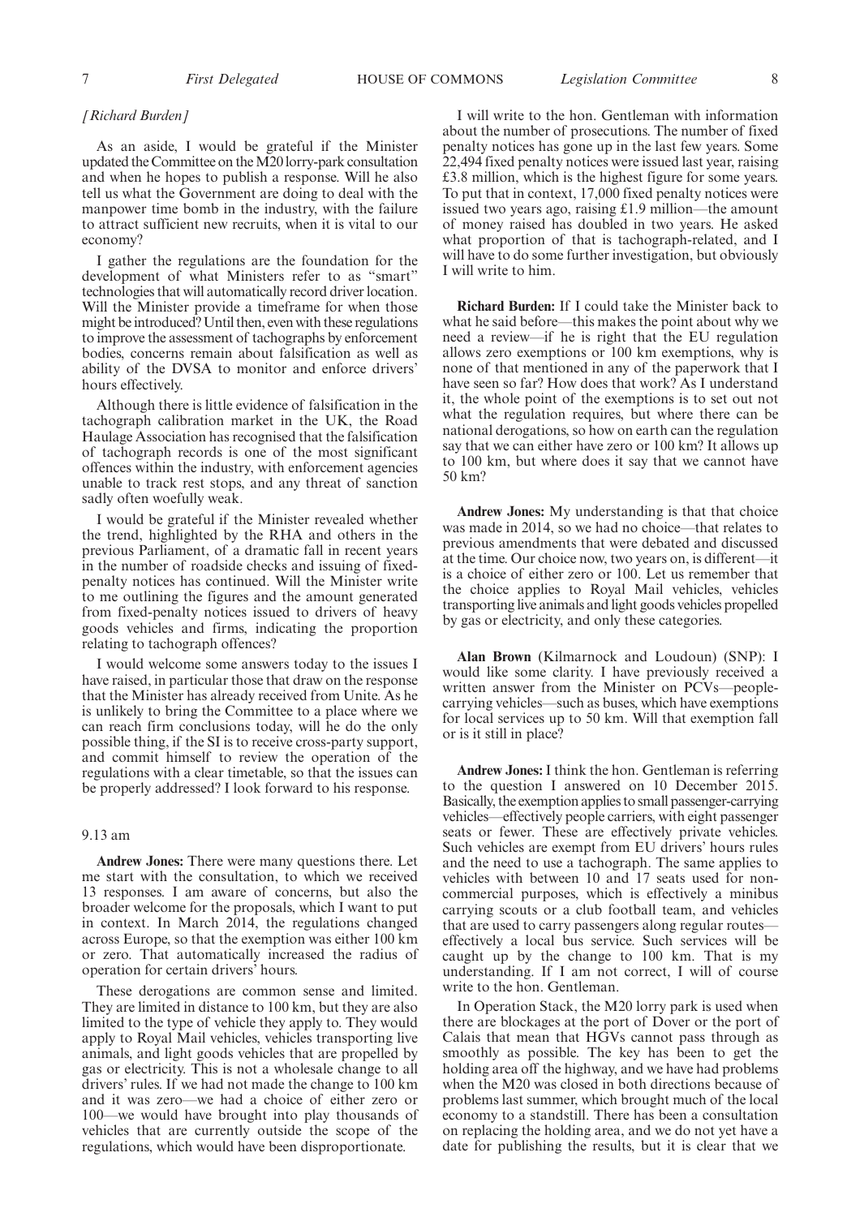*[Richard Burden]*

As an aside, I would be grateful if the Minister updated the Committee on the M20 lorry-park consultation and when he hopes to publish a response. Will he also tell us what the Government are doing to deal with the manpower time bomb in the industry, with the failure to attract sufficient new recruits, when it is vital to our economy?

I gather the regulations are the foundation for the development of what Ministers refer to as "smart" technologies that will automatically record driver location. Will the Minister provide a timeframe for when those might be introduced? Until then, even with these regulations to improve the assessment of tachographs by enforcement bodies, concerns remain about falsification as well as ability of the DVSA to monitor and enforce drivers' hours effectively.

Although there is little evidence of falsification in the tachograph calibration market in the UK, the Road Haulage Association has recognised that the falsification of tachograph records is one of the most significant offences within the industry, with enforcement agencies unable to track rest stops, and any threat of sanction sadly often woefully weak.

I would be grateful if the Minister revealed whether the trend, highlighted by the RHA and others in the previous Parliament, of a dramatic fall in recent years in the number of roadside checks and issuing of fixed-penalty notices has continued. Will the Minister write to me outlining the figures and the amount generated from fixed-penalty notices issued to drivers of heavy goods vehicles and firms, indicating the proportion relating to tachograph offences?

I would welcome some answers today to the issues I have raised, in particular those that draw on the response that the Minister has already received from Unite. As he is unlikely to bring the Committee to a place where we can reach firm conclusions today, will he do the only possible thing, if the SI is to receive cross-party support, and commit himself to review the operation of the regulations with a clear timetable, so that the issues can be properly addressed? I look forward to his response.

9.13 am

**Andrew Jones:** There were many questions there. Let me start with the consultation, to which we received 13 responses. I am aware of concerns, but also the broader welcome for the proposals, which I want to put in context. In March 2014, the regulations changed across Europe, so that the exemption was either 100 km or zero. That automatically increased the radius of operation for certain drivers' hours.

These derogations are common sense and limited. They are limited in distance to 100 km, but they are also limited to the type of vehicle they apply to. They would apply to Royal Mail vehicles, vehicles transporting live animals, and light goods vehicles that are propelled by gas or electricity. This is not a wholesale change to all drivers' rules. If we had not made the change to 100 km and it was zero—we had a choice of either zero or 100—we would have brought into play thousands of vehicles that are currently outside the scope of the regulations, which would have been disproportionate.

I will write to the hon. Gentleman with information about the number of prosecutions. The number of fixed penalty notices has gone up in the last few years. Some 22,494 fixed penalty notices were issued last year, raising £3.8 million, which is the highest figure for some years. To put that in context, 17,000 fixed penalty notices were issued two years ago, raising £1.9 million—the amount of money raised has doubled in two years. He asked what proportion of that is tachograph-related, and I will have to do some further investigation, but obviously I will write to him.

**Richard Burden:** If I could take the Minister back to what he said before—this makes the point about why we need a review—if he is right that the EU regulation allows zero exemptions or 100 km exemptions, why is none of that mentioned in any of the paperwork that I have seen so far? How does that work? As I understand it, the whole point of the exemptions is to set out not what the regulation requires, but where there can be national derogations, so how on earth can the regulation say that we can either have zero or 100 km? It allows up to 100 km, but where does it say that we cannot have 50 km?

**Andrew Jones:** My understanding is that that choice was made in 2014, so we had no choice—that relates to previous amendments that were debated and discussed at the time. Our choice now, two years on, is different—it is a choice of either zero or 100. Let us remember that the choice applies to Royal Mail vehicles, vehicles transporting live animals and light goods vehicles propelled by gas or electricity, and only these categories.

**Alan Brown** (Kilmarnock and Loudoun) (SNP): I would like some clarity. I have previously received a written answer from the Minister on PCVs—people-carrying vehicles—such as buses, which have exemptions for local services up to 50 km. Will that exemption fall or is it still in place?

**Andrew Jones:** I think the hon. Gentleman is referring to the question I answered on 10 December 2015. Basically, the exemption applies to small passenger-carrying vehicles—effectively people carriers, with eight passenger seats or fewer. These are effectively private vehicles. Such vehicles are exempt from EU drivers' hours rules and the need to use a tachograph. The same applies to vehicles with between 10 and 17 seats used for non-commercial purposes, which is effectively a minibus carrying scouts or a club football team, and vehicles that are used to carry passengers along regular routes—effectively a local bus service. Such services will be caught up by the change to 100 km. That is my understanding. If I am not correct, I will of course write to the hon. Gentleman.

In Operation Stack, the M20 lorry park is used when there are blockages at the port of Dover or the port of Calais that mean that HGVs cannot pass through as smoothly as possible. The key has been to get the holding area off the highway, and we have had problems when the M20 was closed in both directions because of problems last summer, which brought much of the local economy to a standstill. There has been a consultation on replacing the holding area, and we do not yet have a date for publishing the results, but it is clear that we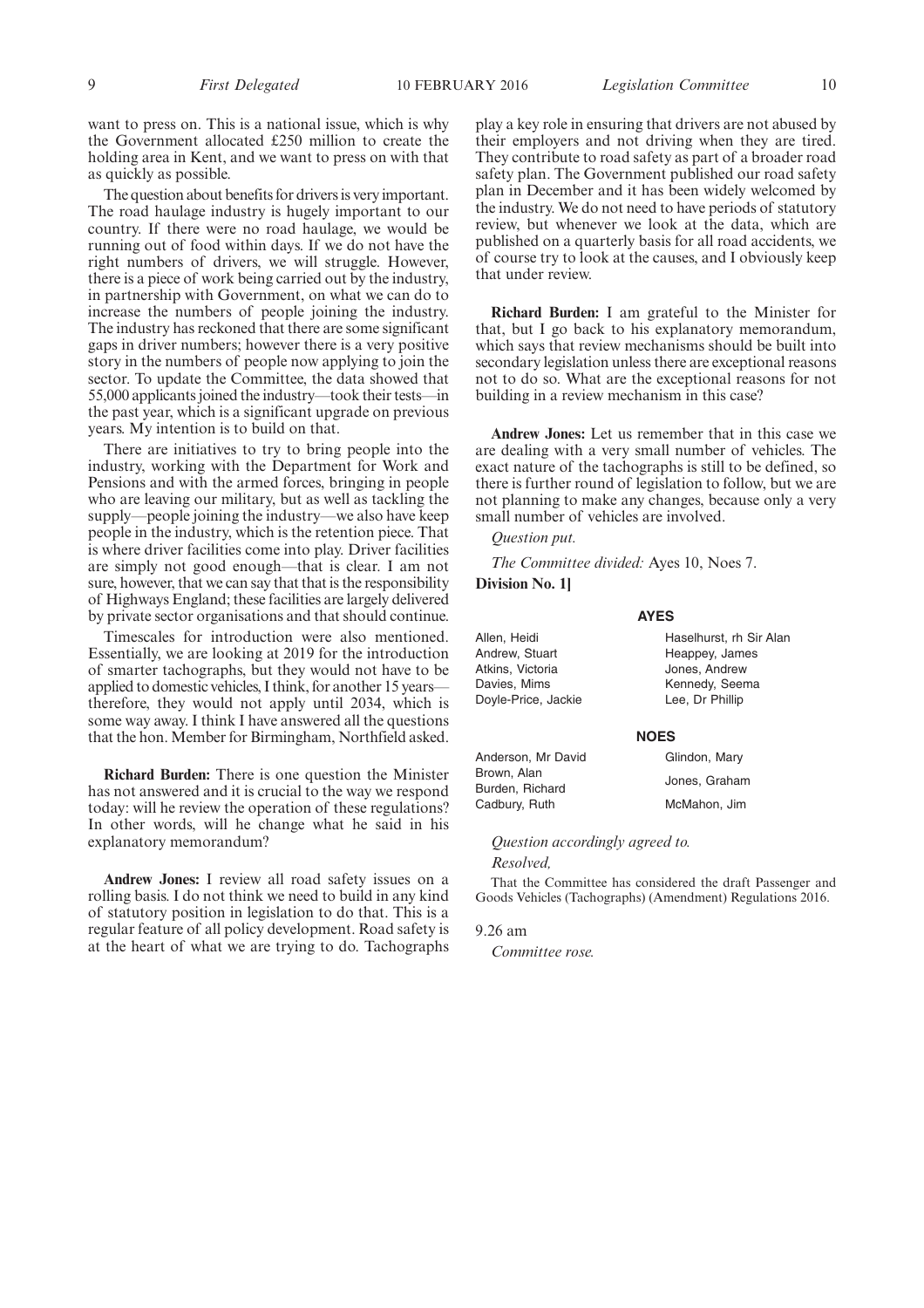want to press on. This is a national issue, which is why the Government allocated £250 million to create the holding area in Kent, and we want to press on with that as quickly as possible.

The question about benefits for drivers is very important. The road haulage industry is hugely important to our country. If there were no road haulage, we would be running out of food within days. If we do not have the right numbers of drivers, we will struggle. However, there is a piece of work being carried out by the industry, in partnership with Government, on what we can do to increase the numbers of people joining the industry. The industry has reckoned that there are some significant gaps in driver numbers; however there is a very positive story in the numbers of people now applying to join the sector. To update the Committee, the data showed that 55,000 applicants joined the industry—took their tests—in the past year, which is a significant upgrade on previous years. My intention is to build on that.

There are initiatives to try to bring people into the industry, working with the Department for Work and Pensions and with the armed forces, bringing in people who are leaving our military, but as well as tackling the supply—people joining the industry—we also have keep people in the industry, which is the retention piece. That is where driver facilities come into play. Driver facilities are simply not good enough—that is clear. I am not sure, however, that we can say that that is the responsibility of Highways England; these facilities are largely delivered by private sector organisations and that should continue.

Timescales for introduction were also mentioned. Essentially, we are looking at 2019 for the introduction of smarter tachographs, but they would not have to be applied to domestic vehicles, I think, for another 15 years—therefore, they would not apply until 2034, which is some way away. I think I have answered all the questions that the hon. Member for Birmingham, Northfield asked.

**Richard Burden:** There is one question the Minister has not answered and it is crucial to the way we respond today: will he review the operation of these regulations? In other words, will he change what he said in his explanatory memorandum?

**Andrew Jones:** I review all road safety issues on a rolling basis. I do not think we need to build in any kind of statutory position in legislation to do that. This is a regular feature of all policy development. Road safety is at the heart of what we are trying to do. Tachographs play a key role in ensuring that drivers are not abused by their employers and not driving when they are tired. They contribute to road safety as part of a broader road safety plan. The Government published our road safety plan in December and it has been widely welcomed by the industry. We do not need to have periods of statutory review, but whenever we look at the data, which are published on a quarterly basis for all road accidents, we of course try to look at the causes, and I obviously keep that under review.

**Richard Burden:** I am grateful to the Minister for that, but I go back to his explanatory memorandum, which says that review mechanisms should be built into secondary legislation unless there are exceptional reasons not to do so. What are the exceptional reasons for not building in a review mechanism in this case?

**Andrew Jones:** Let us remember that in this case we are dealing with a very small number of vehicles. The exact nature of the tachographs is still to be defined, so there is further round of legislation to follow, but we are not planning to make any changes, because only a very small number of vehicles are involved.

*Question put.*

*The Committee divided:* Ayes 10, Noes 7.

**Division No. 1]**

**AYES**

Allen, Heidi
Andrew, Stuart
Atkins, Victoria
Davies, Mims
Doyle-Price, Jackie
Haselhurst, rh Sir Alan
Heappey, James
Jones, Andrew
Kennedy, Seema
Lee, Dr Phillip

**NOES**

Anderson, Mr David
Brown, Alan
Burden, Richard
Cadbury, Ruth
Glindon, Mary
Jones, Graham
McMahon, Jim

*Question accordingly agreed to.*

*Resolved,*

That the Committee has considered the draft Passenger and Goods Vehicles (Tachographs) (Amendment) Regulations 2016.

9.26 am

*Committee rose.*